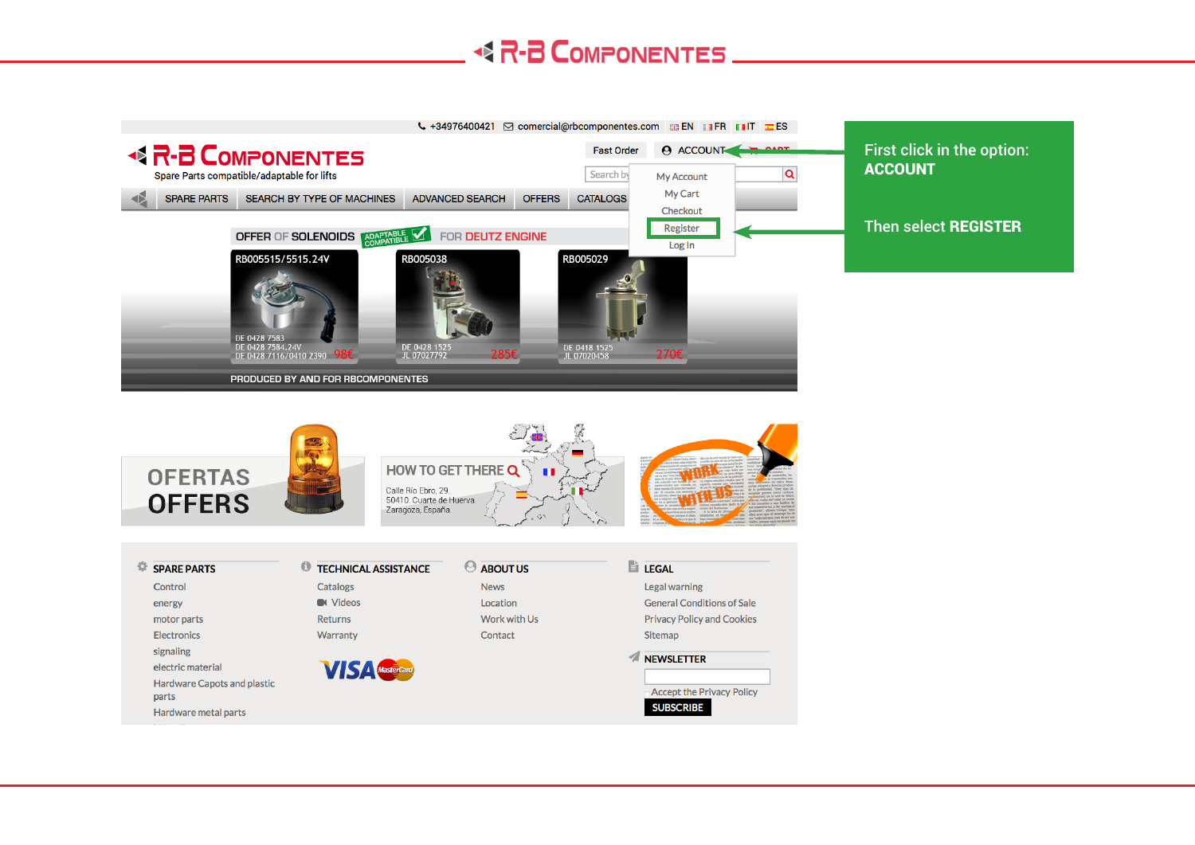# R-B COMPONENTES

+34976400421 comercial@rbcomponentes.com EN FR IT ES

**R-B COMPONENTES**
Spare Parts compatible/adaptable for lifts

Fast Order | ACCOUNT | CART

- My Account
- My Cart
- Checkout
- Register
- Log In

SPARE PARTS | SEARCH BY TYPE OF MACHINES | ADVANCED SEARCH | OFFERS | CATALOGS

OFFER OF SOLENOIDS ADAPTABLE COMPATIBLE FOR DEUTZ ENGINE

RB005515/5515.24V
DE 0428 7583
DE 0428 7584.24V
DE 0428 7116/0410 2390 98€

RB005038
DE 0428 1525
JL 07027792 285€

RB005029
DE 0418 1525
JL 07020458 270€

PRODUCED BY AND FOR RBCOMPONENTES

OFERTAS
OFFERS

HOW TO GET THERE
Calle Río Ebro, 29
50410 Cuarte de Huerva
Zaragoza, España

WORK WITH US

**SPARE PARTS**
- Control
- energy
- motor parts
- Electronics
- signaling
- electric material
- Hardware Capots and plastic parts
- Hardware metal parts

**TECHNICAL ASSISTANCE**
- Catalogs
- Videos
- Returns
- Warranty

**ABOUT US**
- News
- Location
- Work with Us
- Contact

**LEGAL**
- Legal warning
- General Conditions of Sale
- Privacy Policy and Cookies
- Sitemap

**NEWSLETTER**
Accept the Privacy Policy
SUBSCRIBE

First click in the option: **ACCOUNT**

Then select **REGISTER**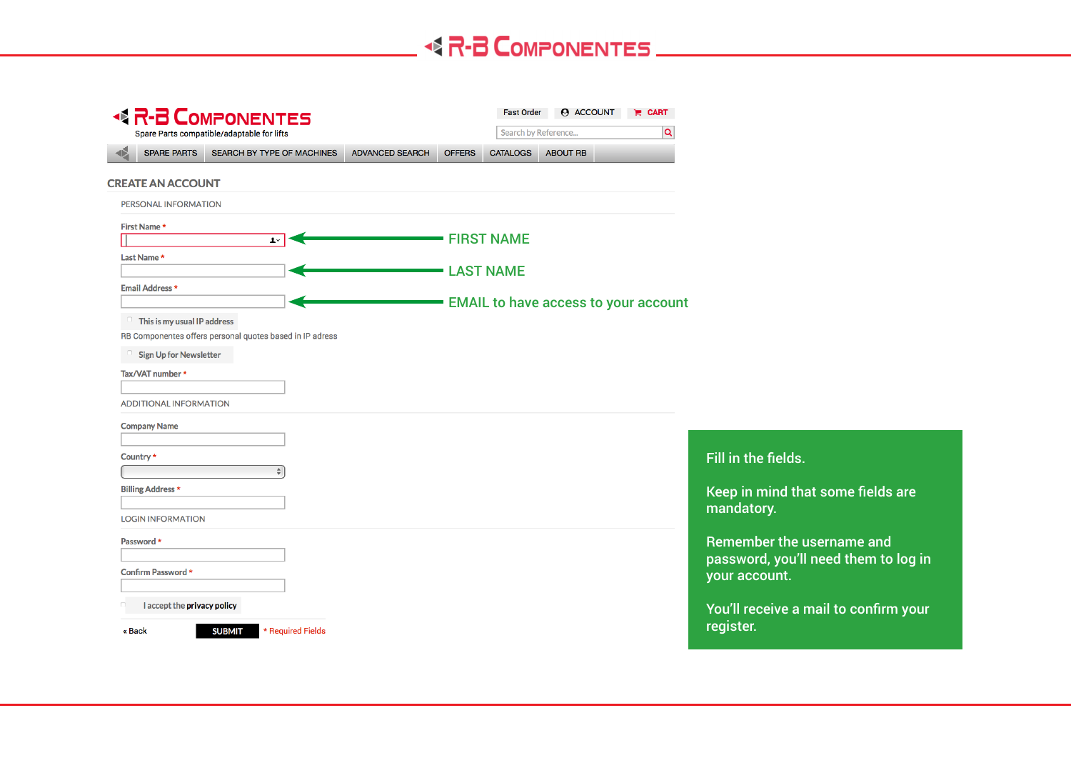# R-B COMPONENTES

R-B COMPONENTES
Spare Parts compatible/adaptable for lifts

Fast Order | ACCOUNT | CART

Search by Reference...

SPARE PARTS | SEARCH BY TYPE OF MACHINES | ADVANCED SEARCH | OFFERS | CATALOGS | ABOUT RB

## CREATE AN ACCOUNT

PERSONAL INFORMATION

First Name * → FIRST NAME

Last Name * → LAST NAME

Email Address * → EMAIL to have access to your account

This is my usual IP address

RB Componentes offers personal quotes based in IP adress

Sign Up for Newsletter

Tax/VAT number *

ADDITIONAL INFORMATION

Company Name

Country *

Billing Address *

LOGIN INFORMATION

Password *

Confirm Password *

I accept the **privacy policy**

« Back | SUBMIT | * Required Fields

Fill in the fields.

Keep in mind that some fields are mandatory.

Remember the username and password, you'll need them to log in your account.

You'll receive a mail to confirm your register.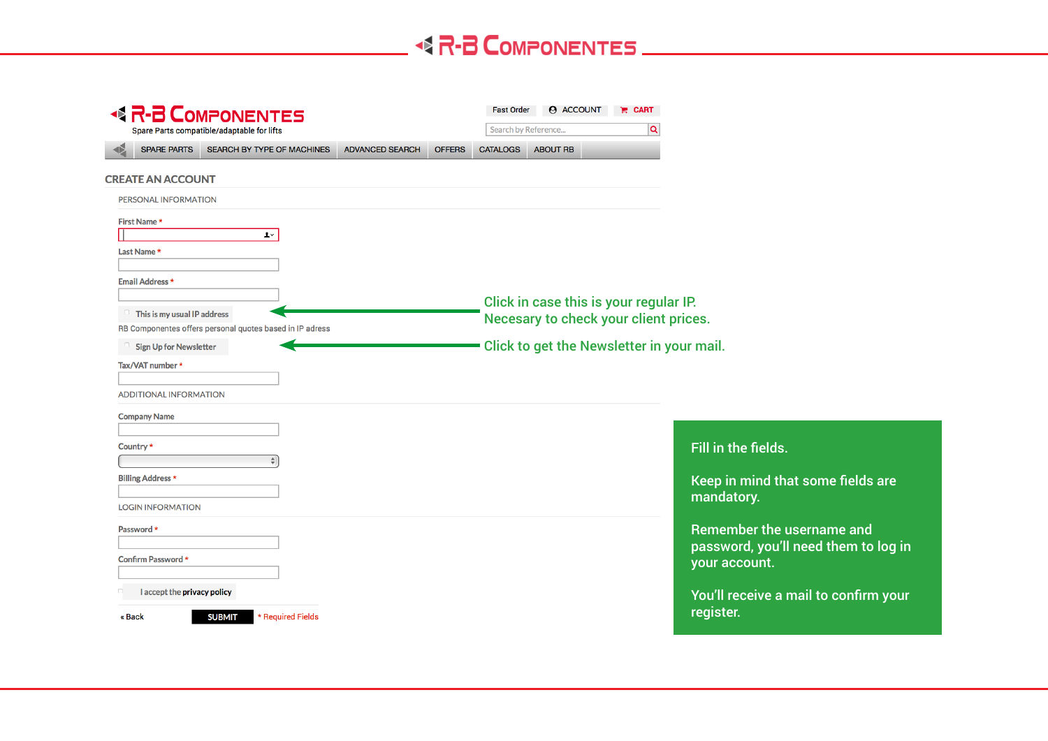R-B COMPONENTES

R-B COMPONENTES
Spare Parts compatible/adaptable for lifts

Fast Order | ACCOUNT | CART

Search by Reference...

SPARE PARTS | SEARCH BY TYPE OF MACHINES | ADVANCED SEARCH | OFFERS | CATALOGS | ABOUT RB

## CREATE AN ACCOUNT

PERSONAL INFORMATION

First Name *

Last Name *

Email Address *

This is my usual IP address

RB Componentes offers personal quotes based in IP adress

Sign Up for Newsletter

Tax/VAT number *

ADDITIONAL INFORMATION

Company Name

Country *

Billing Address *

LOGIN INFORMATION

Password *

Confirm Password *

I accept the **privacy policy**

« Back | SUBMIT | * Required Fields

Click in case this is your regular IP.
Necesary to check your client prices.

Click to get the Newsletter in your mail.

Fill in the fields.

Keep in mind that some fields are mandatory.

Remember the username and password, you'll need them to log in your account.

You'll receive a mail to confirm your register.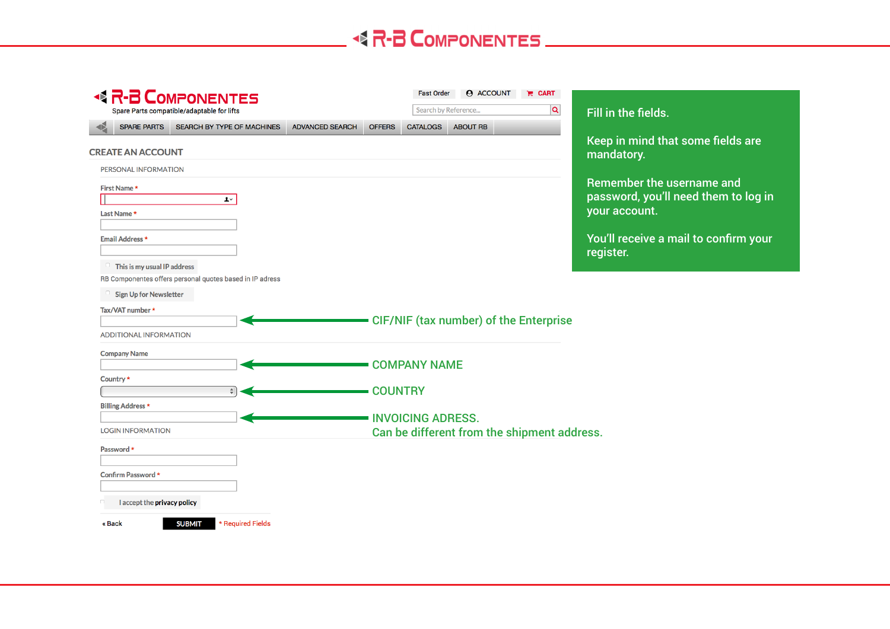# R-B COMPONENTES

**R-B COMPONENTES**
Spare Parts compatible/adaptable for lifts

Fast Order | ACCOUNT | CART

Search by Reference...

SPARE PARTS | SEARCH BY TYPE OF MACHINES | ADVANCED SEARCH | OFFERS | CATALOGS | ABOUT RB

## CREATE AN ACCOUNT

PERSONAL INFORMATION

First Name *

Last Name *

Email Address *

This is my usual IP address

RB Componentes offers personal quotes based in IP adress

Sign Up for Newsletter

Tax/VAT number * — CIF/NIF (tax number) of the Enterprise

ADDITIONAL INFORMATION

Company Name — COMPANY NAME

Country * — COUNTRY

Billing Address * — INVOICING ADRESS. Can be different from the shipment address.

LOGIN INFORMATION

Password *

Confirm Password *

I accept the **privacy policy**

« Back | SUBMIT | * Required Fields

Fill in the fields.

Keep in mind that some fields are mandatory.

Remember the username and password, you'll need them to log in your account.

You'll receive a mail to confirm your register.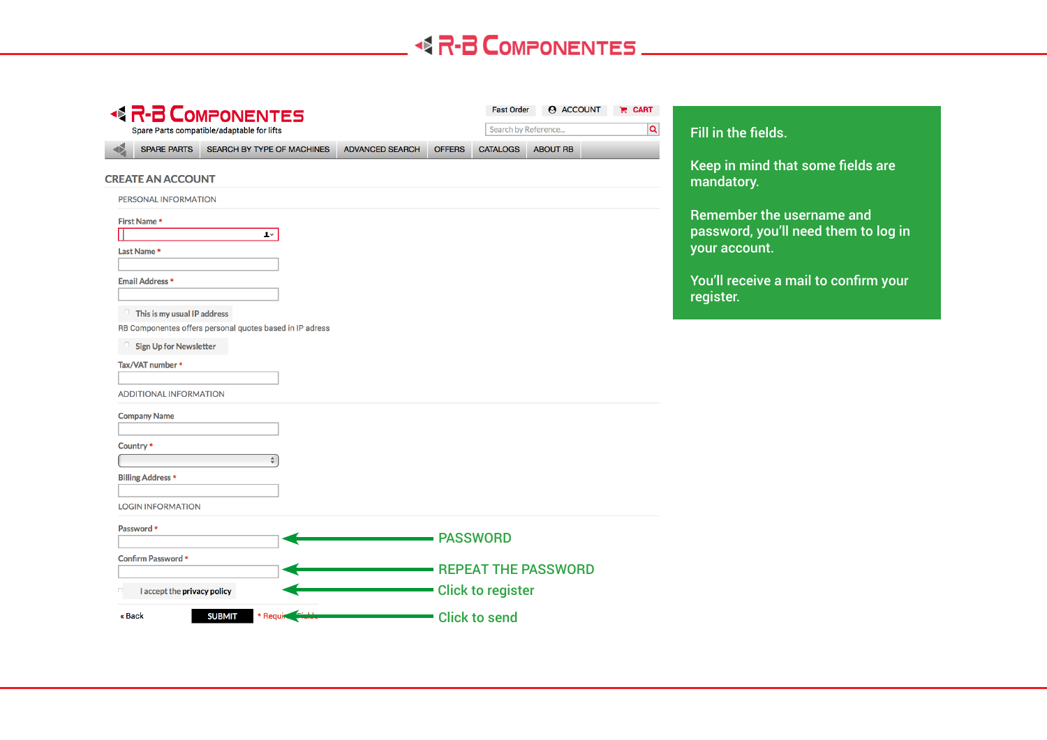CREATE AN ACCOUNT

PERSONAL INFORMATION

First Name *

Last Name *

Email Address *

This is my usual IP address

RB Componentes offers personal quotes based in IP adress

Sign Up for Newsletter

Tax/VAT number *

ADDITIONAL INFORMATION

Company Name

Country *

Billing Address *

LOGIN INFORMATION

Password * — PASSWORD

Confirm Password * — REPEAT THE PASSWORD

I accept the **privacy policy** — Click to register

« Back | SUBMIT | * Required Fields — Click to send

Fill in the fields.

Keep in mind that some fields are mandatory.

Remember the username and password, you'll need them to log in your account.

You'll receive a mail to confirm your register.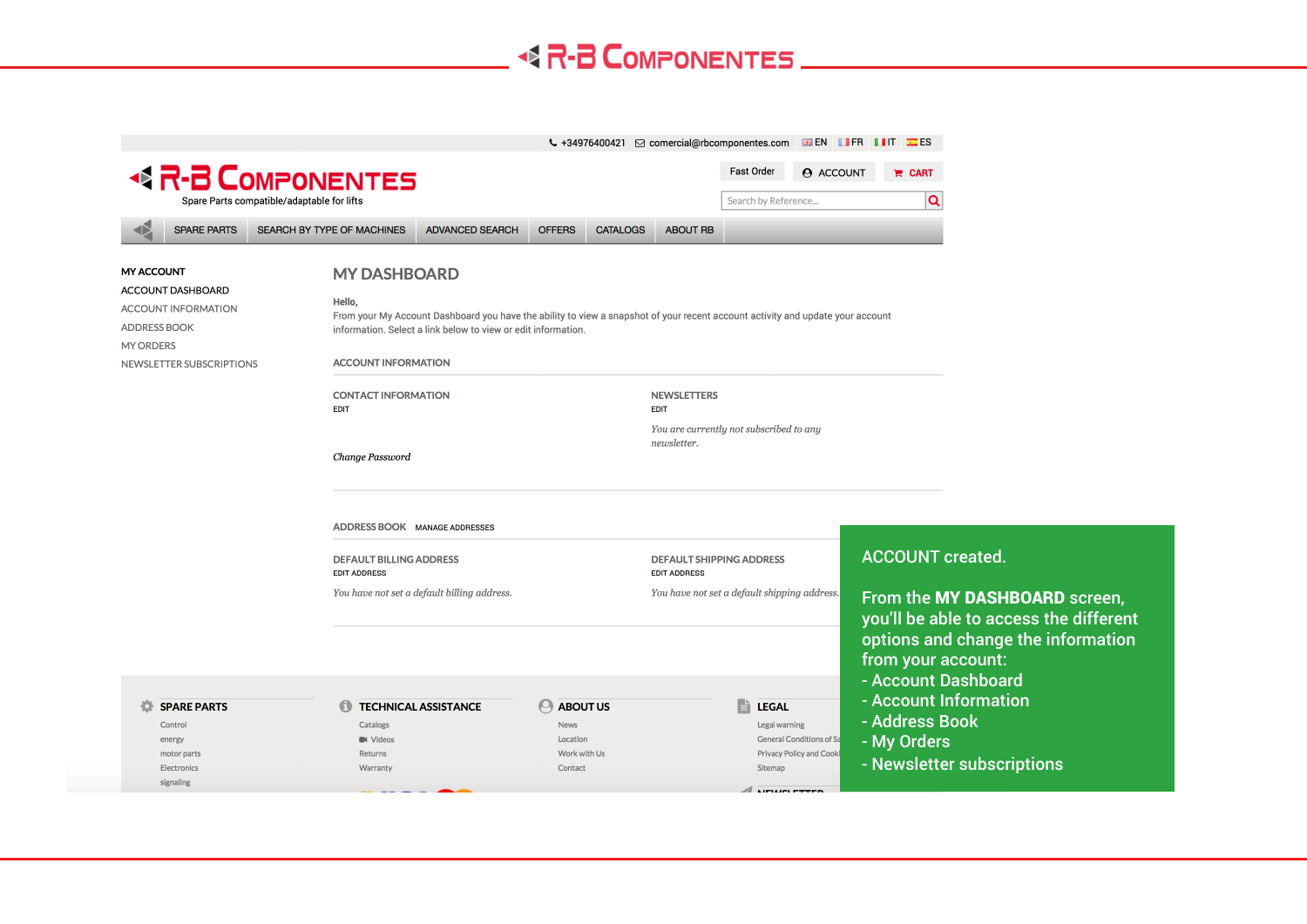R-B COMPONENTES

+34976400421 comercial@rbcomponentes.com EN FR IT ES

R-B COMPONENTES
Spare Parts compatible/adaptable for lifts

Fast Order | ACCOUNT | CART

Search by Reference...

SPARE PARTS | SEARCH BY TYPE OF MACHINES | ADVANCED SEARCH | OFFERS | CATALOGS | ABOUT RB

MY ACCOUNT
ACCOUNT DASHBOARD
ACCOUNT INFORMATION
ADDRESS BOOK
MY ORDERS
NEWSLETTER SUBSCRIPTIONS

# MY DASHBOARD

Hello,
From your My Account Dashboard you have the ability to view a snapshot of your recent account activity and update your account information. Select a link below to view or edit information.

ACCOUNT INFORMATION

CONTACT INFORMATION
EDIT

*Change Password*

NEWSLETTERS
EDIT

*You are currently not subscribed to any newsletter.*

ADDRESS BOOK MANAGE ADDRESSES

DEFAULT BILLING ADDRESS
EDIT ADDRESS

*You have not set a default billing address.*

DEFAULT SHIPPING ADDRESS
EDIT ADDRESS

*You have not set a default shipping address.*

SPARE PARTS
Control
energy
motor parts
Electronics
signaling

TECHNICAL ASSISTANCE
Catalogs
Videos
Returns
Warranty

ABOUT US
News
Location
Work with Us
Contact

LEGAL
Legal warning
General Conditions of Sa
Privacy Policy and Cook
Sitemap

ACCOUNT created.

From the **MY DASHBOARD** screen, you'll be able to access the different options and change the information from your account:

- Account Dashboard
- Account Information
- Address Book
- My Orders
- Newsletter subscriptions